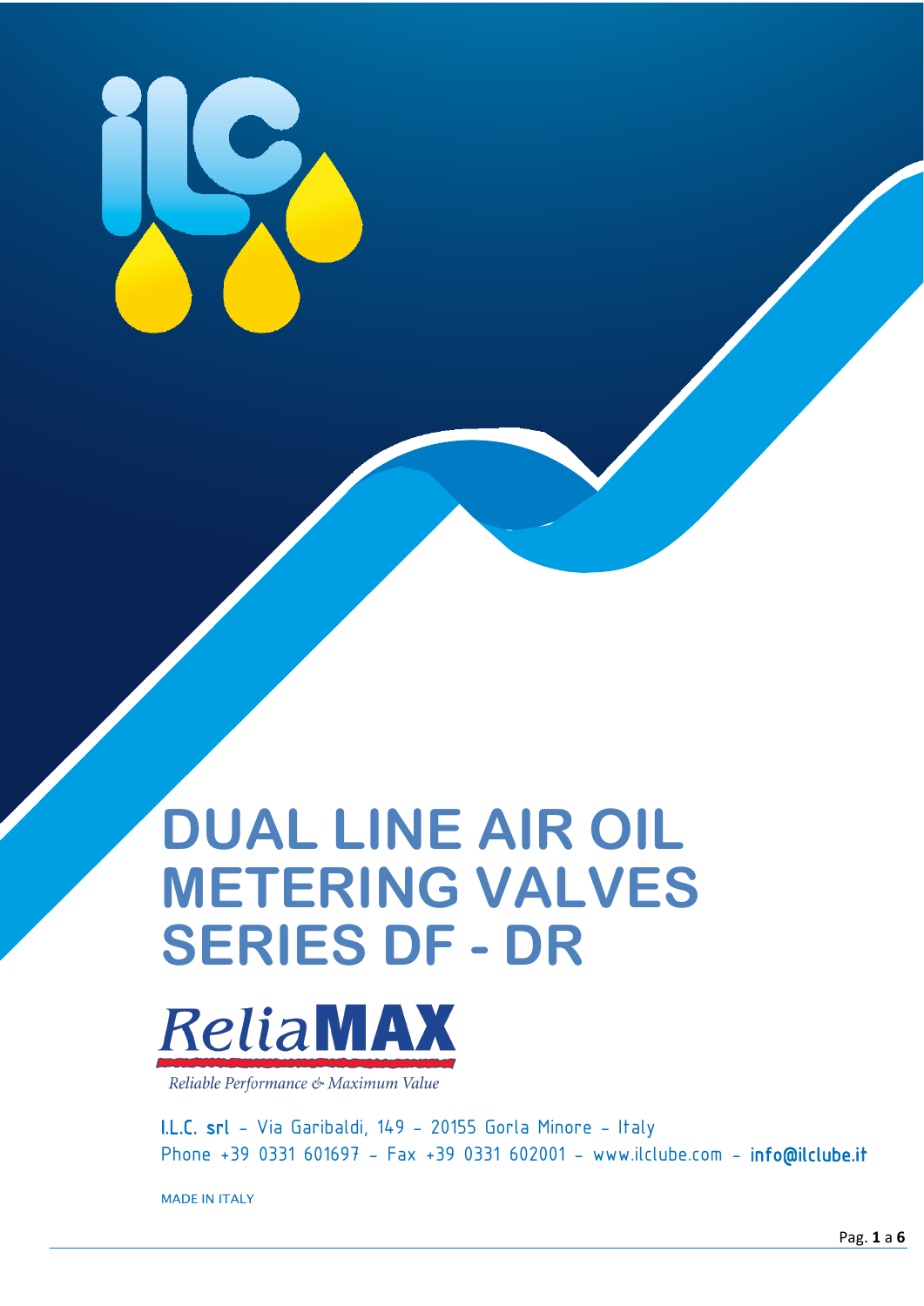# DUAL LINE AIR OIL METERING VALVES SERIES DF - DR

*Relia***MAX**

*Reliable Performance & Maximum Value*

**I.L.C. srl** – Via Garibaldi, 149 – 20155 Gorla Minore – Italy
Phone +39 0331 601697 – Fax +39 0331 602001 – www.ilclube.com – **info@ilclube.it**

MADE IN ITALY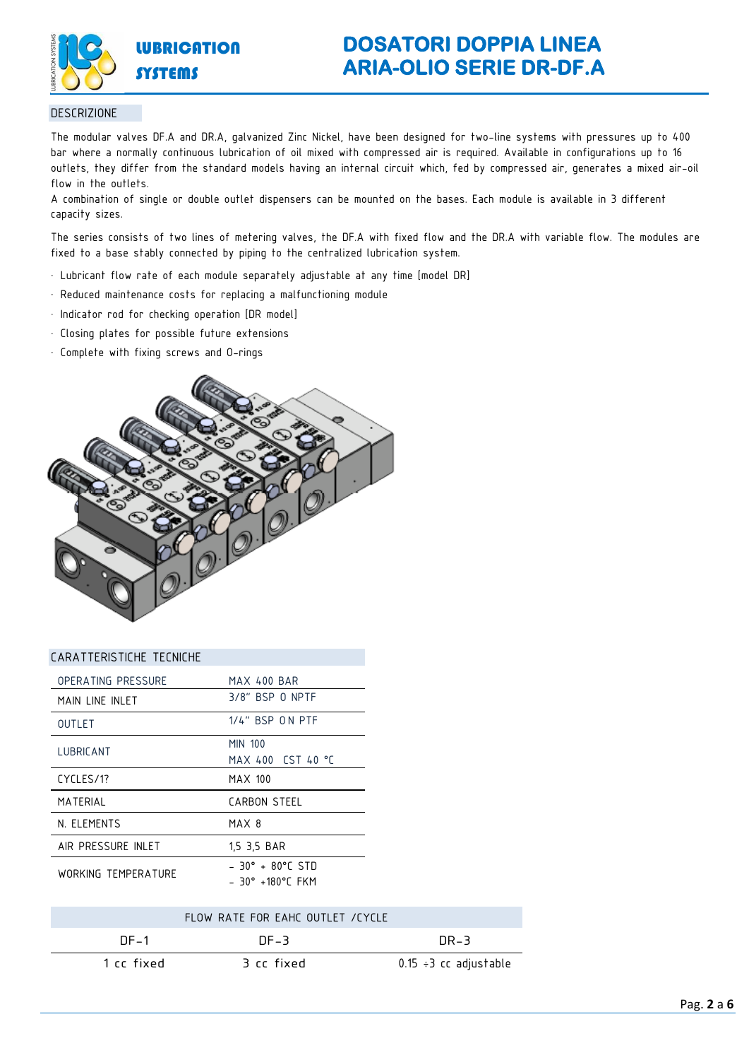# DOSATORI DOPPIA LINEA ARIA-OLIO SERIE DR-DF.A

## DESCRIZIONE

The modular valves DF.A and DR.A, galvanized Zinc Nickel, have been designed for two-line systems with pressures up to 400 bar where a normally continuous lubrication of oil mixed with compressed air is required. Available in configurations up to 16 outlets, they differ from the standard models having an internal circuit which, fed by compressed air, generates a mixed air-oil flow in the outlets.
A combination of single or double outlet dispensers can be mounted on the bases. Each module is available in 3 different capacity sizes.

The series consists of two lines of metering valves, the DF.A with fixed flow and the DR.A with variable flow. The modules are fixed to a base stably connected by piping to the centralized lubrication system.

- Lubricant flow rate of each module separately adjustable at any time [model DR]
- Reduced maintenance costs for replacing a malfunctioning module
- Indicator rod for checking operation [DR model]
- Closing plates for possible future extensions
- Complete with fixing screws and O-rings

## CARATTERISTICHE TECNICHE

| | |
|---|---|
| OPERATING PRESSURE | MAX 400 BAR |
| MAIN LINE INLET | 3/8" BSP O NPTF |
| OUTLET | 1/4" BSP O N PTF |
| LUBRICANT | MIN 100<br>MAX 400 CST 40 °C |
| CYCLES/1? | MAX 100 |
| MATERIAL | CARBON STEEL |
| N. ELEMENTS | MAX 8 |
| AIR PRESSURE INLET | 1,5 3,5 BAR |
| WORKING TEMPERATURE | - 30° + 80°C STD<br>- 30° +180°C FKM |

| FLOW RATE FOR EAHC OUTLET /CYCLE | | |
|---|---|---|
| DF-1 | DF-3 | DR-3 |
| 1 cc fixed | 3 cc fixed | 0.15 ÷3 cc adjustable |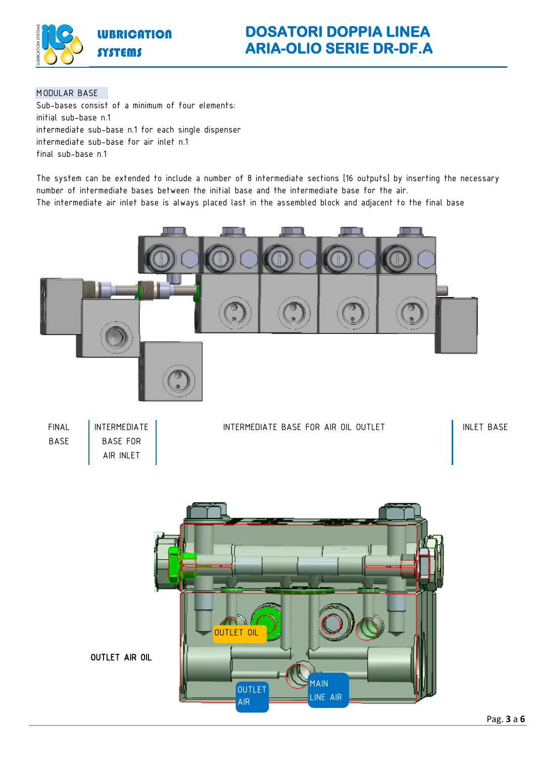## MODULAR BASE

Sub-bases consist of a minimum of four elements:
initial sub-base n.1
intermediate sub-base n.1 for each single dispenser
intermediate sub-base for air inlet n.1
final sub-base n.1

The system can be extended to include a number of 8 intermediate sections [16 outputs] by inserting the necessary number of intermediate bases between the initial base and the intermediate base for the air.
The intermediate air inlet base is always placed last in the assembled block and adjacent to the final base

| FINAL BASE | INTERMEDIATE BASE FOR AIR INLET | INTERMEDIATE BASE FOR AIR OIL OUTLET | INLET BASE |
|---|---|---|---|

OUTLET AIR OIL

OUTLET OIL

OUTLET AIR

MAIN LINE AIR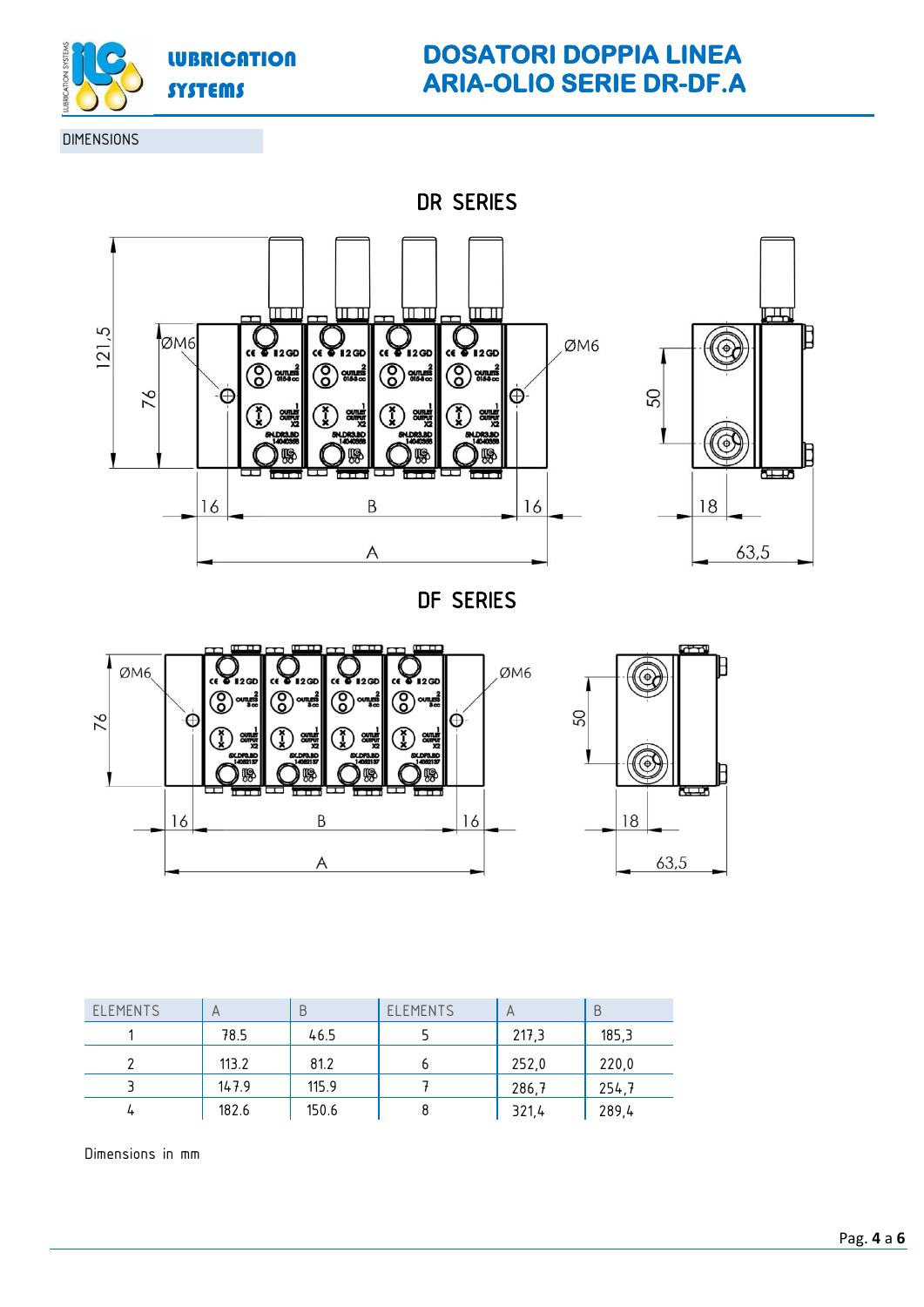DIMENSIONS

## DR SERIES

## DF SERIES

| ELEMENTS | A | B | ELEMENTS | A | B |
|---|---|---|---|---|---|
| 1 | 78.5 | 46.5 | 5 | 217,3 | 185,3 |
| 2 | 113.2 | 81.2 | 6 | 252,0 | 220,0 |
| 3 | 147.9 | 115.9 | 7 | 286,7 | 254,7 |
| 4 | 182.6 | 150.6 | 8 | 321,4 | 289,4 |

Dimensions in mm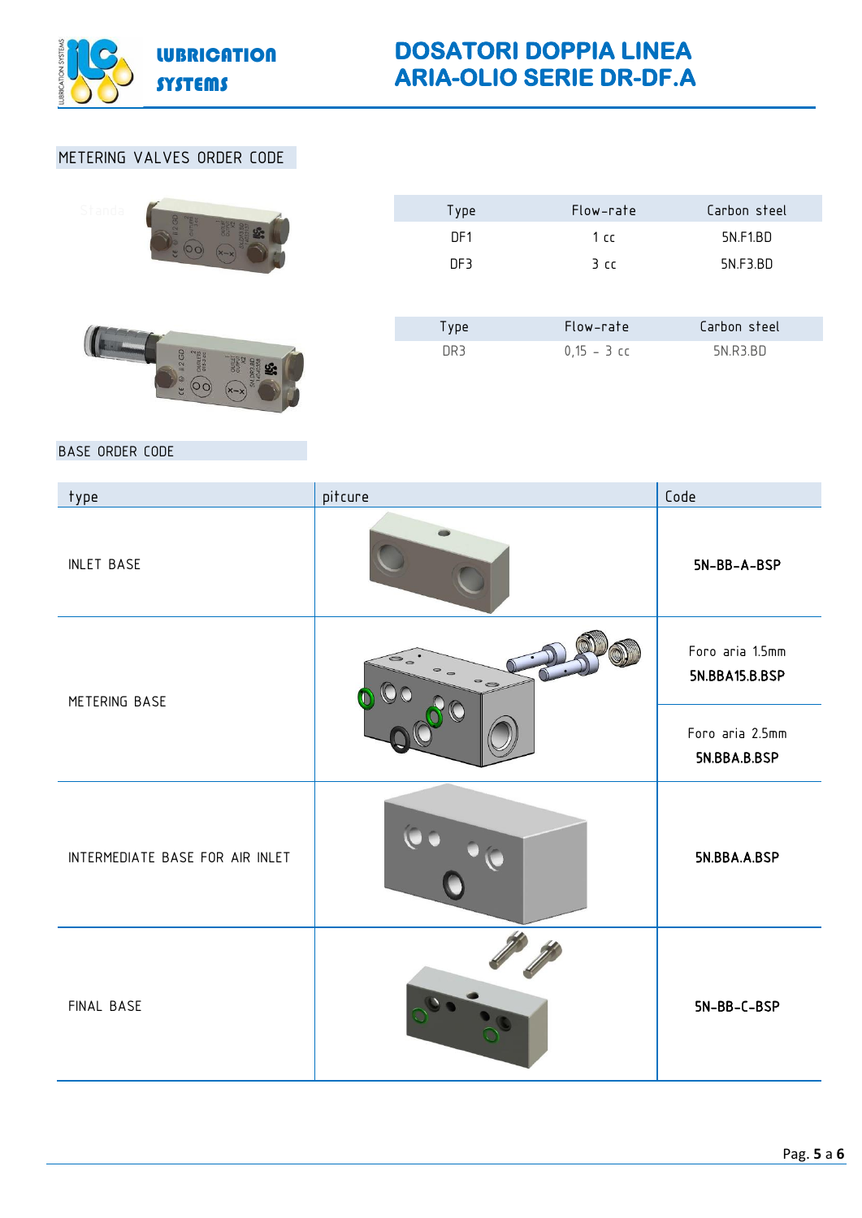## METERING VALVES ORDER CODE

| Type | Flow-rate | Carbon steel |
|---|---|---|
| DF1 | 1 cc | 5N.F1.BD |
| DF3 | 3 cc | 5N.F3.BD |

| Type | Flow-rate | Carbon steel |
|---|---|---|
| DR3 | 0,15 – 3 cc | 5N.R3.BD |

## BASE ORDER CODE

| type | pitcure | Code |
|---|---|---|
| INLET BASE | | **5N-BB-A-BSP** |
| METERING BASE | | Foro aria 1.5mm **5N.BBA15.B.BSP** |
| | | Foro aria 2.5mm **5N.BBA.B.BSP** |
| INTERMEDIATE BASE FOR AIR INLET | | **5N.BBA.A.BSP** |
| FINAL BASE | | **5N-BB-C-BSP** |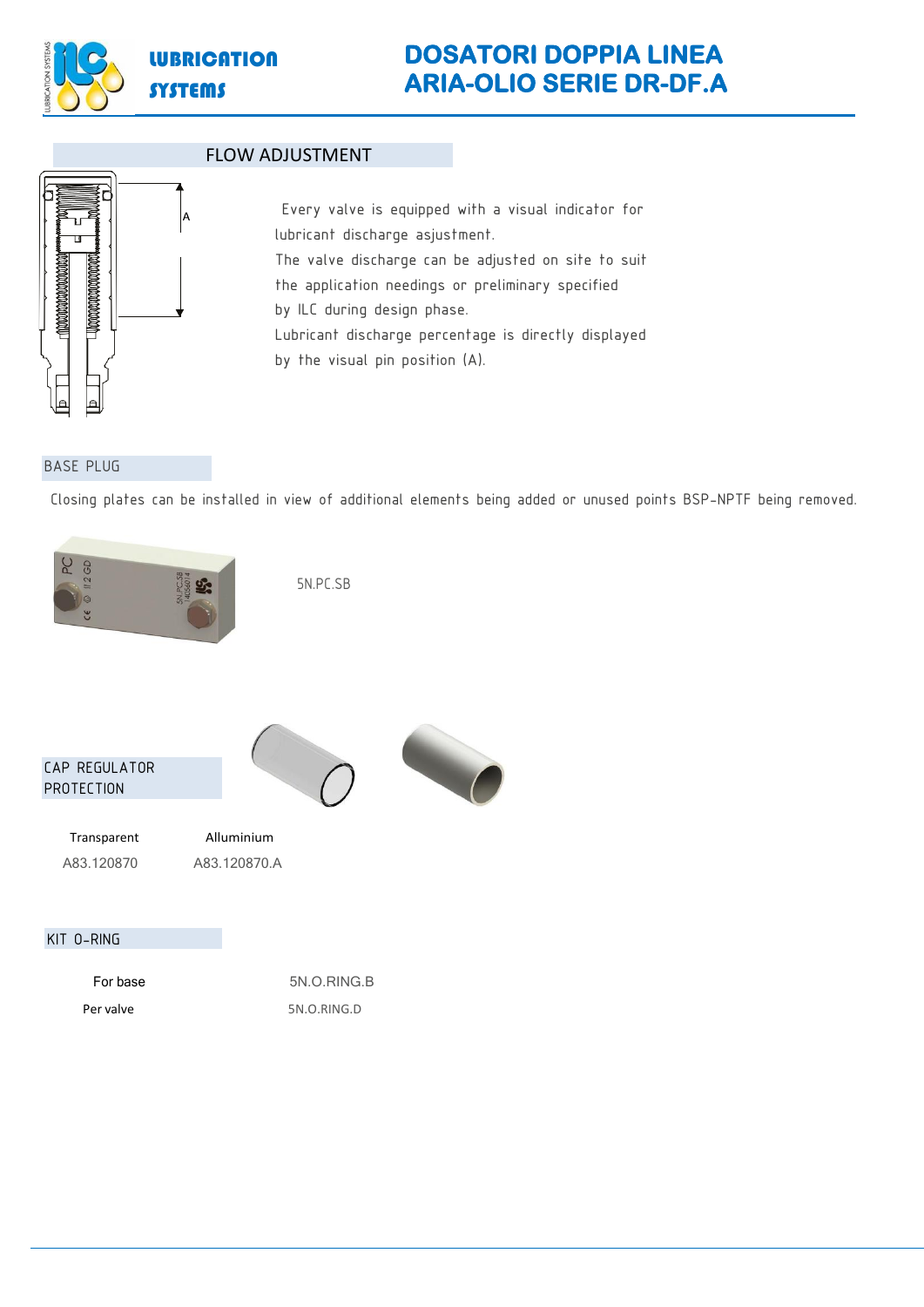## FLOW ADJUSTMENT

A

Every valve is equipped with a visual indicator for lubricant discharge asjustment.
The valve discharge can be adjusted on site to suit the application needings or preliminary specified by ILC during design phase.
Lubricant discharge percentage is directly displayed by the visual pin position (A).

## BASE PLUG

Closing plates can be installed in view of additional elements being added or unused points BSP-NPTF being removed.

5N.PC.SB

## CAP REGULATOR PROTECTION

| Transparent | Alluminium |
|---|---|
| A83.120870 | A83.120870.A |

## KIT O-RING

| | |
|---|---|
| For base | 5N.O.RING.B |
| Per valve | 5N.O.RING.D |